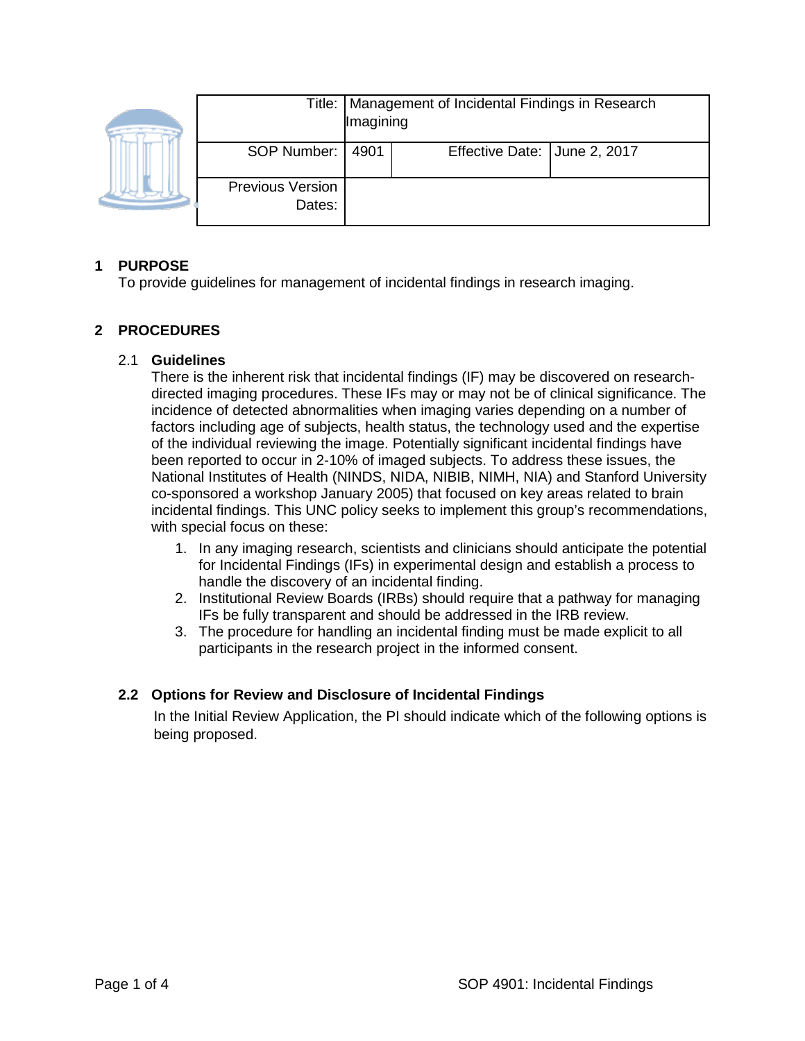| Title: | Management of Incidental Findings in Research Imagining | | |
|---|---|---|---|
| SOP Number: | 4901 | Effective Date: | June 2, 2017 |
| Previous Version Dates: | | | |

## 1 PURPOSE

To provide guidelines for management of incidental findings in research imaging.

## 2 PROCEDURES

### 2.1 Guidelines

There is the inherent risk that incidental findings (IF) may be discovered on research-directed imaging procedures. These IFs may or may not be of clinical significance. The incidence of detected abnormalities when imaging varies depending on a number of factors including age of subjects, health status, the technology used and the expertise of the individual reviewing the image. Potentially significant incidental findings have been reported to occur in 2-10% of imaged subjects. To address these issues, the National Institutes of Health (NINDS, NIDA, NIBIB, NIMH, NIA) and Stanford University co-sponsored a workshop January 2005) that focused on key areas related to brain incidental findings. This UNC policy seeks to implement this group's recommendations, with special focus on these:

1. In any imaging research, scientists and clinicians should anticipate the potential for Incidental Findings (IFs) in experimental design and establish a process to handle the discovery of an incidental finding.
2. Institutional Review Boards (IRBs) should require that a pathway for managing IFs be fully transparent and should be addressed in the IRB review.
3. The procedure for handling an incidental finding must be made explicit to all participants in the research project in the informed consent.

### 2.2 Options for Review and Disclosure of Incidental Findings

In the Initial Review Application, the PI should indicate which of the following options is being proposed.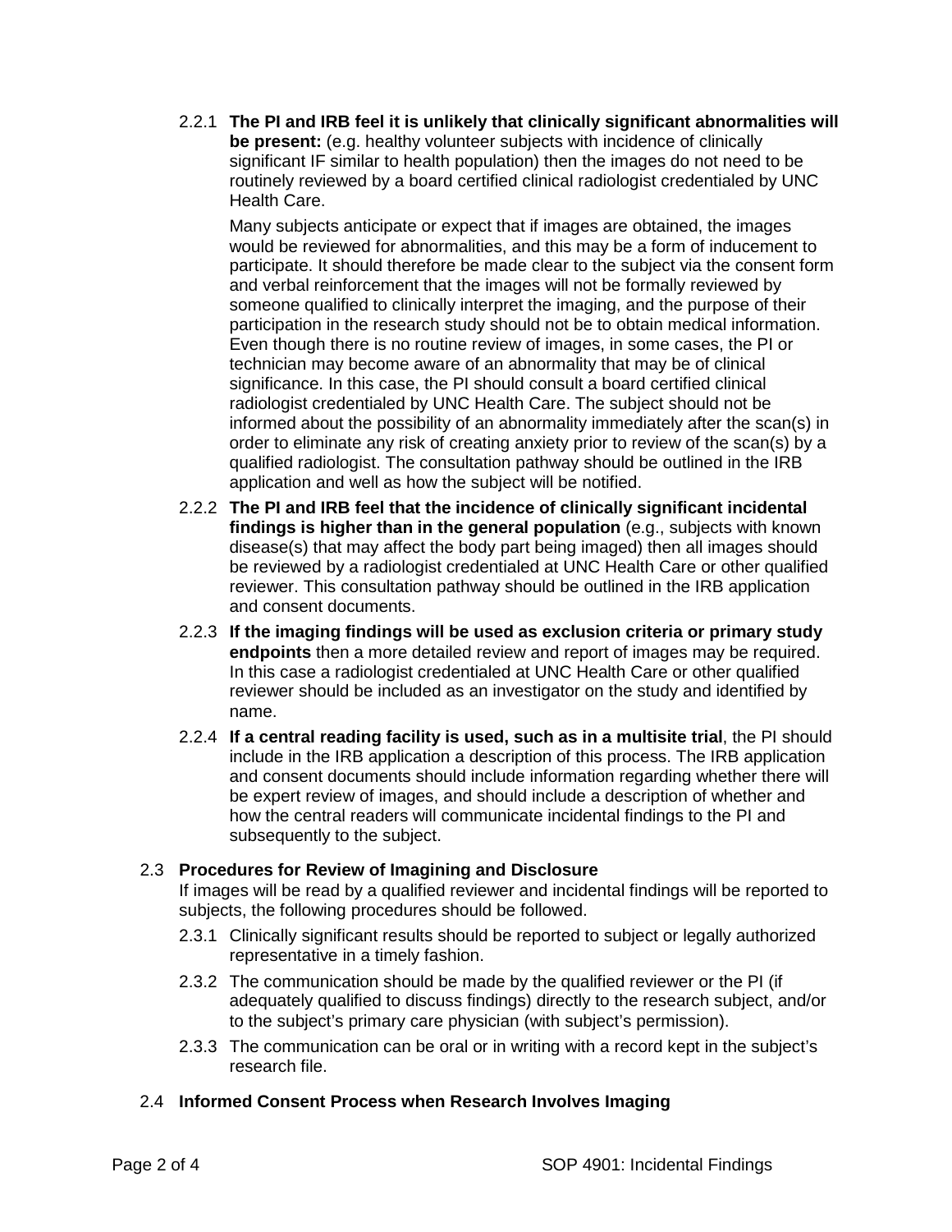2.2.1 **The PI and IRB feel it is unlikely that clinically significant abnormalities will be present:** (e.g. healthy volunteer subjects with incidence of clinically significant IF similar to health population) then the images do not need to be routinely reviewed by a board certified clinical radiologist credentialed by UNC Health Care.

Many subjects anticipate or expect that if images are obtained, the images would be reviewed for abnormalities, and this may be a form of inducement to participate. It should therefore be made clear to the subject via the consent form and verbal reinforcement that the images will not be formally reviewed by someone qualified to clinically interpret the imaging, and the purpose of their participation in the research study should not be to obtain medical information. Even though there is no routine review of images, in some cases, the PI or technician may become aware of an abnormality that may be of clinical significance. In this case, the PI should consult a board certified clinical radiologist credentialed by UNC Health Care. The subject should not be informed about the possibility of an abnormality immediately after the scan(s) in order to eliminate any risk of creating anxiety prior to review of the scan(s) by a qualified radiologist. The consultation pathway should be outlined in the IRB application and well as how the subject will be notified.

2.2.2 **The PI and IRB feel that the incidence of clinically significant incidental findings is higher than in the general population** (e.g., subjects with known disease(s) that may affect the body part being imaged) then all images should be reviewed by a radiologist credentialed at UNC Health Care or other qualified reviewer. This consultation pathway should be outlined in the IRB application and consent documents.

2.2.3 **If the imaging findings will be used as exclusion criteria or primary study endpoints** then a more detailed review and report of images may be required. In this case a radiologist credentialed at UNC Health Care or other qualified reviewer should be included as an investigator on the study and identified by name.

2.2.4 **If a central reading facility is used, such as in a multisite trial**, the PI should include in the IRB application a description of this process. The IRB application and consent documents should include information regarding whether there will be expert review of images, and should include a description of whether and how the central readers will communicate incidental findings to the PI and subsequently to the subject.

### 2.3 Procedures for Review of Imagining and Disclosure

If images will be read by a qualified reviewer and incidental findings will be reported to subjects, the following procedures should be followed.

2.3.1 Clinically significant results should be reported to subject or legally authorized representative in a timely fashion.

2.3.2 The communication should be made by the qualified reviewer or the PI (if adequately qualified to discuss findings) directly to the research subject, and/or to the subject's primary care physician (with subject's permission).

2.3.3 The communication can be oral or in writing with a record kept in the subject's research file.

### 2.4 Informed Consent Process when Research Involves Imaging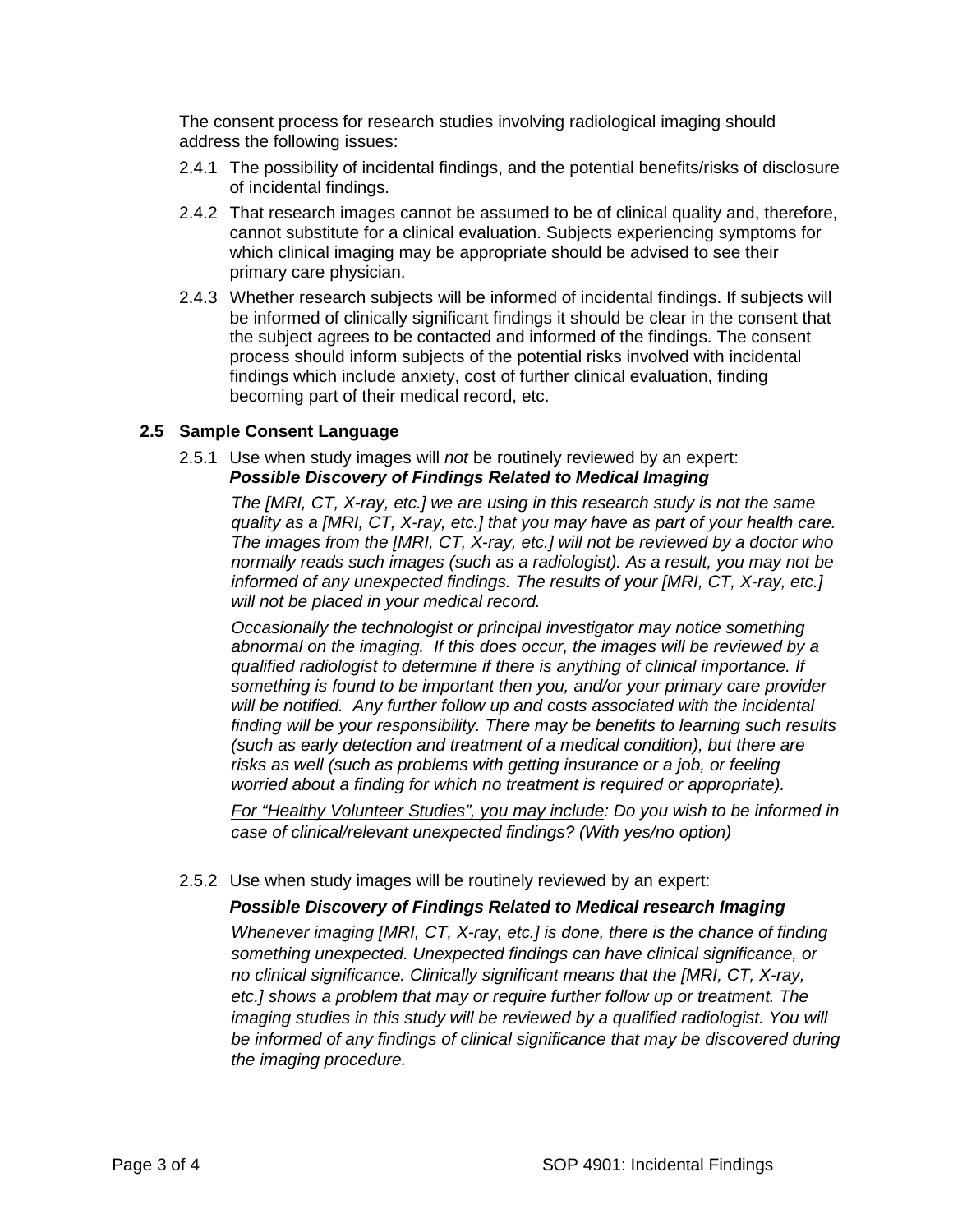The consent process for research studies involving radiological imaging should address the following issues:

2.4.1 The possibility of incidental findings, and the potential benefits/risks of disclosure of incidental findings.

2.4.2 That research images cannot be assumed to be of clinical quality and, therefore, cannot substitute for a clinical evaluation. Subjects experiencing symptoms for which clinical imaging may be appropriate should be advised to see their primary care physician.

2.4.3 Whether research subjects will be informed of incidental findings. If subjects will be informed of clinically significant findings it should be clear in the consent that the subject agrees to be contacted and informed of the findings. The consent process should inform subjects of the potential risks involved with incidental findings which include anxiety, cost of further clinical evaluation, finding becoming part of their medical record, etc.

### 2.5 Sample Consent Language

2.5.1 Use when study images will *not* be routinely reviewed by an expert:

***Possible Discovery of Findings Related to Medical Imaging***

*The [MRI, CT, X-ray, etc.] we are using in this research study is not the same quality as a [MRI, CT, X-ray, etc.] that you may have as part of your health care. The images from the [MRI, CT, X-ray, etc.] will not be reviewed by a doctor who normally reads such images (such as a radiologist). As a result, you may not be informed of any unexpected findings. The results of your [MRI, CT, X-ray, etc.] will not be placed in your medical record.*

*Occasionally the technologist or principal investigator may notice something abnormal on the imaging. If this does occur, the images will be reviewed by a qualified radiologist to determine if there is anything of clinical importance. If something is found to be important then you, and/or your primary care provider will be notified. Any further follow up and costs associated with the incidental finding will be your responsibility. There may be benefits to learning such results (such as early detection and treatment of a medical condition), but there are risks as well (such as problems with getting insurance or a job, or feeling worried about a finding for which no treatment is required or appropriate).*

*<u>For "Healthy Volunteer Studies", you may include</u>: Do you wish to be informed in case of clinical/relevant unexpected findings? (With yes/no option)*

2.5.2 Use when study images will be routinely reviewed by an expert:

***Possible Discovery of Findings Related to Medical research Imaging***

*Whenever imaging [MRI, CT, X-ray, etc.] is done, there is the chance of finding something unexpected. Unexpected findings can have clinical significance, or no clinical significance. Clinically significant means that the [MRI, CT, X-ray, etc.] shows a problem that may or require further follow up or treatment. The imaging studies in this study will be reviewed by a qualified radiologist. You will be informed of any findings of clinical significance that may be discovered during the imaging procedure.*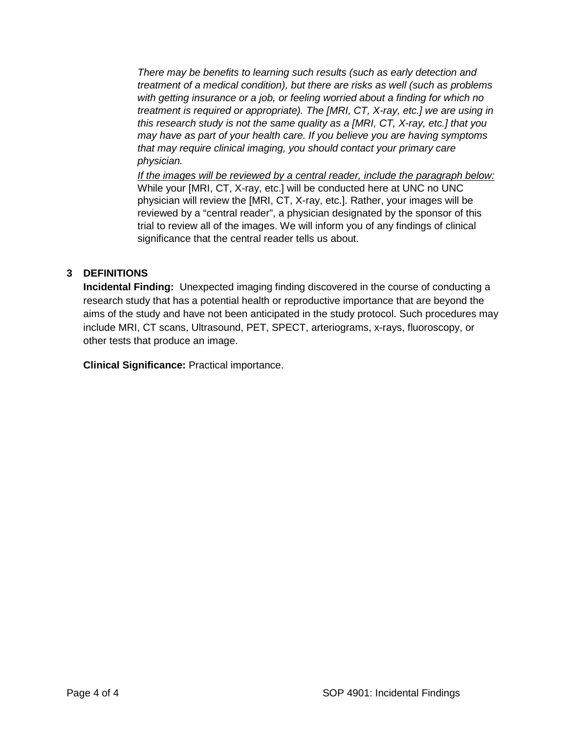*There may be benefits to learning such results (such as early detection and treatment of a medical condition), but there are risks as well (such as problems with getting insurance or a job, or feeling worried about a finding for which no treatment is required or appropriate). The [MRI, CT, X-ray, etc.] we are using in this research study is not the same quality as a [MRI, CT, X-ray, etc.] that you may have as part of your health care. If you believe you are having symptoms that may require clinical imaging, you should contact your primary care physician.*

*<u>If the images will be reviewed by a central reader, include the paragraph below:</u>*
While your [MRI, CT, X-ray, etc.] will be conducted here at UNC no UNC physician will review the [MRI, CT, X-ray, etc.]. Rather, your images will be reviewed by a "central reader", a physician designated by the sponsor of this trial to review all of the images. We will inform you of any findings of clinical significance that the central reader tells us about.

## 3 DEFINITIONS

**Incidental Finding:** Unexpected imaging finding discovered in the course of conducting a research study that has a potential health or reproductive importance that are beyond the aims of the study and have not been anticipated in the study protocol. Such procedures may include MRI, CT scans, Ultrasound, PET, SPECT, arteriograms, x-rays, fluoroscopy, or other tests that produce an image.

**Clinical Significance:** Practical importance.